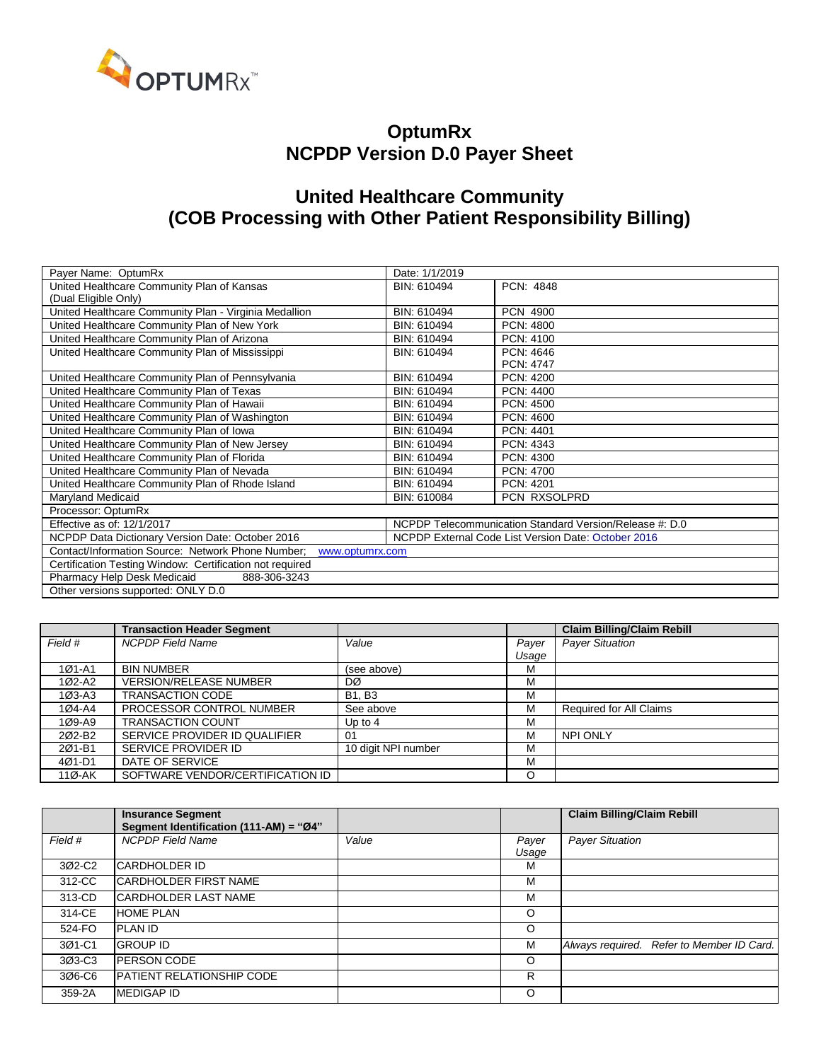OPTUMRx™

# OptumRx
# NCPDP Version D.0 Payer Sheet

## United Healthcare Community
## (COB Processing with Other Patient Responsibility Billing)

| Payer Name: OptumRx | Date: 1/1/2019 | |
|---|---|---|
| United Healthcare Community Plan of Kansas (Dual Eligible Only) | BIN: 610494 | PCN: 4848 |
| United Healthcare Community Plan - Virginia Medallion | BIN: 610494 | PCN 4900 |
| United Healthcare Community Plan of New York | BIN: 610494 | PCN: 4800 |
| United Healthcare Community Plan of Arizona | BIN: 610494 | PCN: 4100 |
| United Healthcare Community Plan of Mississippi | BIN: 610494 | PCN: 4646<br>PCN: 4747 |
| United Healthcare Community Plan of Pennsylvania | BIN: 610494 | PCN: 4200 |
| United Healthcare Community Plan of Texas | BIN: 610494 | PCN: 4400 |
| United Healthcare Community Plan of Hawaii | BIN: 610494 | PCN: 4500 |
| United Healthcare Community Plan of Washington | BIN: 610494 | PCN: 4600 |
| United Healthcare Community Plan of Iowa | BIN: 610494 | PCN: 4401 |
| United Healthcare Community Plan of New Jersey | BIN: 610494 | PCN: 4343 |
| United Healthcare Community Plan of Florida | BIN: 610494 | PCN: 4300 |
| United Healthcare Community Plan of Nevada | BIN: 610494 | PCN: 4700 |
| United Healthcare Community Plan of Rhode Island | BIN: 610494 | PCN: 4201 |
| Maryland Medicaid | BIN: 610084 | PCN RXSOLPRD |
| Processor: OptumRx | | |
| Effective as of: 12/1/2017 | NCPDP Telecommunication Standard Version/Release #: D.0 | |
| NCPDP Data Dictionary Version Date: October 2016 | NCPDP External Code List Version Date: October 2016 | |
| Contact/Information Source: Network Phone Number; www.optumrx.com | | |
| Certification Testing Window: Certification not required | | |
| Pharmacy Help Desk Medicaid 888-306-3243 | | |
| Other versions supported: ONLY D.0 | | |

| | **Transaction Header Segment** | | | **Claim Billing/Claim Rebill** |
|---|---|---|---|---|
| *Field #* | *NCPDP Field Name* | *Value* | *Payer Usage* | *Payer Situation* |
| 1Ø1-A1 | BIN NUMBER | (see above) | M | |
| 1Ø2-A2 | VERSION/RELEASE NUMBER | DØ | M | |
| 1Ø3-A3 | TRANSACTION CODE | B1, B3 | M | |
| 1Ø4-A4 | PROCESSOR CONTROL NUMBER | See above | M | Required for All Claims |
| 1Ø9-A9 | TRANSACTION COUNT | Up to 4 | M | |
| 2Ø2-B2 | SERVICE PROVIDER ID QUALIFIER | 01 | M | NPI ONLY |
| 2Ø1-B1 | SERVICE PROVIDER ID | 10 digit NPI number | M | |
| 4Ø1-D1 | DATE OF SERVICE | | M | |
| 11Ø-AK | SOFTWARE VENDOR/CERTIFICATION ID | | O | |

| | **Insurance Segment Segment Identification (111-AM) = "Ø4"** | | | **Claim Billing/Claim Rebill** |
|---|---|---|---|---|
| *Field #* | *NCPDP Field Name* | *Value* | *Payer Usage* | *Payer Situation* |
| 3Ø2-C2 | CARDHOLDER ID | | M | |
| 312-CC | CARDHOLDER FIRST NAME | | M | |
| 313-CD | CARDHOLDER LAST NAME | | M | |
| 314-CE | HOME PLAN | | O | |
| 524-FO | PLAN ID | | O | |
| 3Ø1-C1 | GROUP ID | | M | *Always required. Refer to Member ID Card.* |
| 3Ø3-C3 | PERSON CODE | | O | |
| 3Ø6-C6 | PATIENT RELATIONSHIP CODE | | R | |
| 359-2A | MEDIGAP ID | | O | |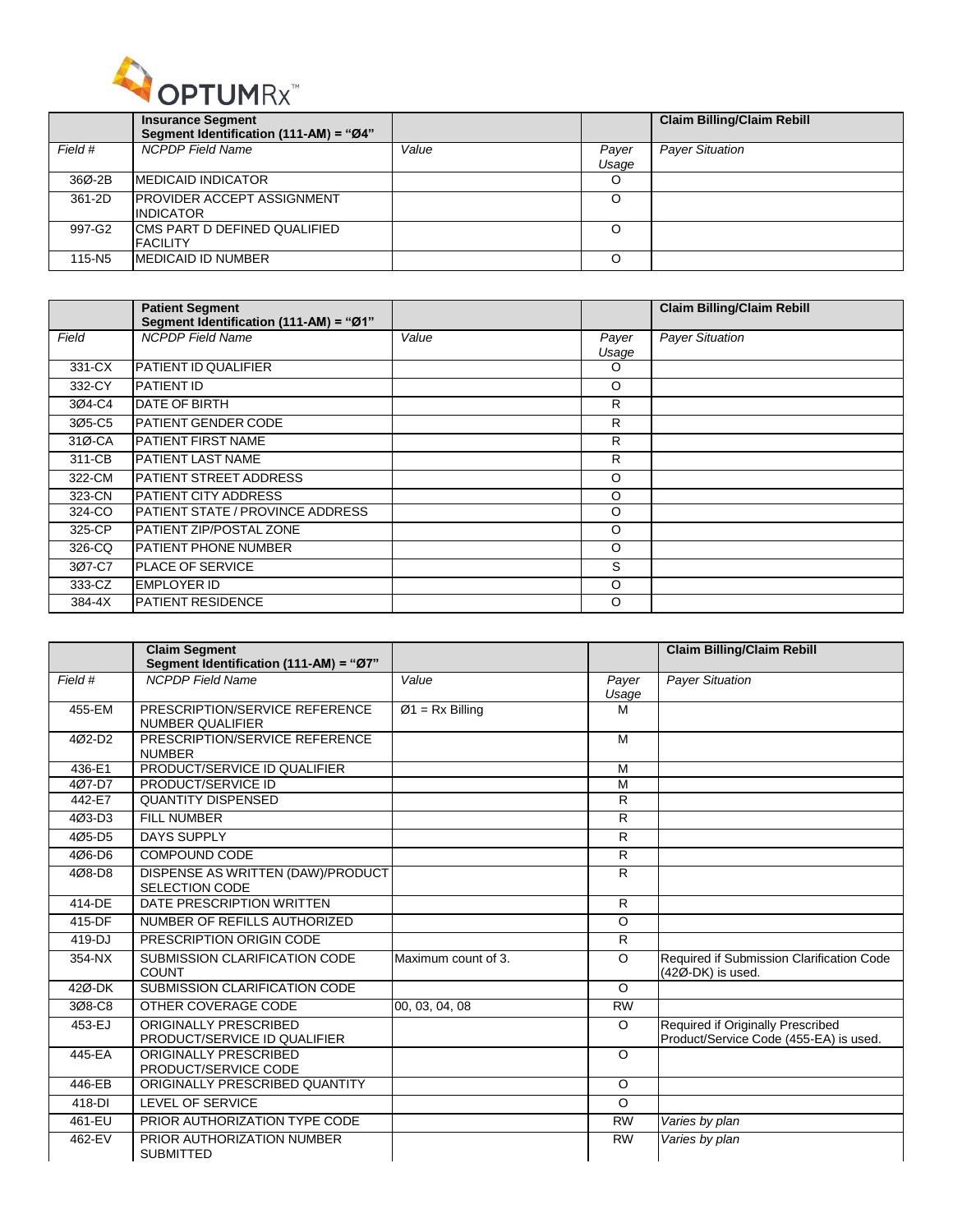| | **Insurance Segment** **Segment Identification (111-AM) = "Ø4"** | | | **Claim Billing/Claim Rebill** |
|---|---|---|---|---|
| *Field #* | *NCPDP Field Name* | *Value* | *Payer Usage* | *Payer Situation* |
| 36Ø-2B | MEDICAID INDICATOR | | O | |
| 361-2D | PROVIDER ACCEPT ASSIGNMENT INDICATOR | | O | |
| 997-G2 | CMS PART D DEFINED QUALIFIED FACILITY | | O | |
| 115-N5 | MEDICAID ID NUMBER | | O | |

| | **Patient Segment** **Segment Identification (111-AM) = "Ø1"** | | | **Claim Billing/Claim Rebill** |
|---|---|---|---|---|
| *Field* | *NCPDP Field Name* | *Value* | *Payer Usage* | *Payer Situation* |
| 331-CX | PATIENT ID QUALIFIER | | O | |
| 332-CY | PATIENT ID | | O | |
| 3Ø4-C4 | DATE OF BIRTH | | R | |
| 3Ø5-C5 | PATIENT GENDER CODE | | R | |
| 31Ø-CA | PATIENT FIRST NAME | | R | |
| 311-CB | PATIENT LAST NAME | | R | |
| 322-CM | PATIENT STREET ADDRESS | | O | |
| 323-CN | PATIENT CITY ADDRESS | | O | |
| 324-CO | PATIENT STATE / PROVINCE ADDRESS | | O | |
| 325-CP | PATIENT ZIP/POSTAL ZONE | | O | |
| 326-CQ | PATIENT PHONE NUMBER | | O | |
| 3Ø7-C7 | PLACE OF SERVICE | | S | |
| 333-CZ | EMPLOYER ID | | O | |
| 384-4X | PATIENT RESIDENCE | | O | |

| | **Claim Segment** **Segment Identification (111-AM) = "Ø7"** | | | **Claim Billing/Claim Rebill** |
|---|---|---|---|---|
| *Field #* | *NCPDP Field Name* | *Value* | *Payer Usage* | *Payer Situation* |
| 455-EM | PRESCRIPTION/SERVICE REFERENCE NUMBER QUALIFIER | Ø1 = Rx Billing | M | |
| 4Ø2-D2 | PRESCRIPTION/SERVICE REFERENCE NUMBER | | M | |
| 436-E1 | PRODUCT/SERVICE ID QUALIFIER | | M | |
| 4Ø7-D7 | PRODUCT/SERVICE ID | | M | |
| 442-E7 | QUANTITY DISPENSED | | R | |
| 4Ø3-D3 | FILL NUMBER | | R | |
| 4Ø5-D5 | DAYS SUPPLY | | R | |
| 4Ø6-D6 | COMPOUND CODE | | R | |
| 4Ø8-D8 | DISPENSE AS WRITTEN (DAW)/PRODUCT SELECTION CODE | | R | |
| 414-DE | DATE PRESCRIPTION WRITTEN | | R | |
| 415-DF | NUMBER OF REFILLS AUTHORIZED | | O | |
| 419-DJ | PRESCRIPTION ORIGIN CODE | | R | |
| 354-NX | SUBMISSION CLARIFICATION CODE COUNT | Maximum count of 3. | O | Required if Submission Clarification Code (42Ø-DK) is used. |
| 42Ø-DK | SUBMISSION CLARIFICATION CODE | | O | |
| 3Ø8-C8 | OTHER COVERAGE CODE | 00, 03, 04, 08 | RW | |
| 453-EJ | ORIGINALLY PRESCRIBED PRODUCT/SERVICE ID QUALIFIER | | O | Required if Originally Prescribed Product/Service Code (455-EA) is used. |
| 445-EA | ORIGINALLY PRESCRIBED PRODUCT/SERVICE CODE | | O | |
| 446-EB | ORIGINALLY PRESCRIBED QUANTITY | | O | |
| 418-DI | LEVEL OF SERVICE | | O | |
| 461-EU | PRIOR AUTHORIZATION TYPE CODE | | RW | *Varies by plan* |
| 462-EV | PRIOR AUTHORIZATION NUMBER SUBMITTED | | RW | *Varies by plan* |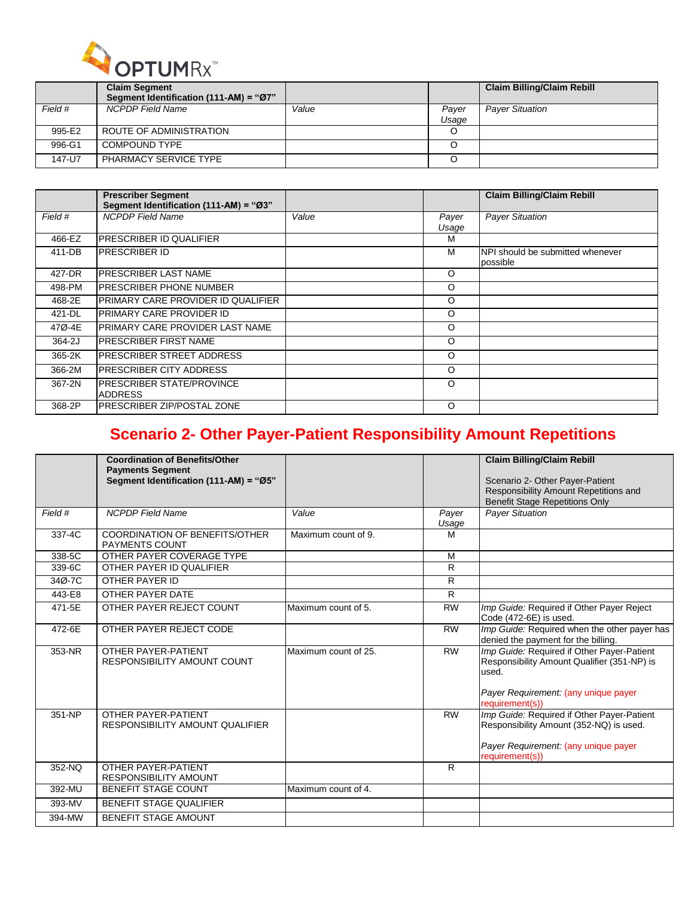| | Claim Segment<br>Segment Identification (111-AM) = "Ø7" | | | Claim Billing/Claim Rebill |
|---|---|---|---|---|
| *Field #* | *NCPDP Field Name* | *Value* | *Payer Usage* | *Payer Situation* |
| 995-E2 | ROUTE OF ADMINISTRATION | | O | |
| 996-G1 | COMPOUND TYPE | | O | |
| 147-U7 | PHARMACY SERVICE TYPE | | O | |

| | Prescriber Segment<br>Segment Identification (111-AM) = "Ø3" | | | Claim Billing/Claim Rebill |
|---|---|---|---|---|
| *Field #* | *NCPDP Field Name* | *Value* | *Payer Usage* | *Payer Situation* |
| 466-EZ | PRESCRIBER ID QUALIFIER | | M | |
| 411-DB | PRESCRIBER ID | | M | NPI should be submitted whenever possible |
| 427-DR | PRESCRIBER LAST NAME | | O | |
| 498-PM | PRESCRIBER PHONE NUMBER | | O | |
| 468-2E | PRIMARY CARE PROVIDER ID QUALIFIER | | O | |
| 421-DL | PRIMARY CARE PROVIDER ID | | O | |
| 47Ø-4E | PRIMARY CARE PROVIDER LAST NAME | | O | |
| 364-2J | PRESCRIBER FIRST NAME | | O | |
| 365-2K | PRESCRIBER STREET ADDRESS | | O | |
| 366-2M | PRESCRIBER CITY ADDRESS | | O | |
| 367-2N | PRESCRIBER STATE/PROVINCE ADDRESS | | O | |
| 368-2P | PRESCRIBER ZIP/POSTAL ZONE | | O | |

## Scenario 2- Other Payer-Patient Responsibility Amount Repetitions

| | Coordination of Benefits/Other Payments Segment<br>Segment Identification (111-AM) = "Ø5" | | | Claim Billing/Claim Rebill<br><br>Scenario 2- Other Payer-Patient Responsibility Amount Repetitions and Benefit Stage Repetitions Only |
|---|---|---|---|---|
| *Field #* | *NCPDP Field Name* | *Value* | *Payer Usage* | *Payer Situation* |
| 337-4C | COORDINATION OF BENEFITS/OTHER PAYMENTS COUNT | Maximum count of 9. | M | |
| 338-5C | OTHER PAYER COVERAGE TYPE | | M | |
| 339-6C | OTHER PAYER ID QUALIFIER | | R | |
| 34Ø-7C | OTHER PAYER ID | | R | |
| 443-E8 | OTHER PAYER DATE | | R | |
| 471-5E | OTHER PAYER REJECT COUNT | Maximum count of 5. | RW | *Imp Guide:* Required if Other Payer Reject Code (472-6E) is used. |
| 472-6E | OTHER PAYER REJECT CODE | | RW | *Imp Guide:* Required when the other payer has denied the payment for the billing. |
| 353-NR | OTHER PAYER-PATIENT RESPONSIBILITY AMOUNT COUNT | Maximum count of 25. | RW | *Imp Guide:* Required if Other Payer-Patient Responsibility Amount Qualifier (351-NP) is used.<br><br>*Payer Requirement:* (any unique payer requirement(s)) |
| 351-NP | OTHER PAYER-PATIENT RESPONSIBILITY AMOUNT QUALIFIER | | RW | *Imp Guide:* Required if Other Payer-Patient Responsibility Amount (352-NQ) is used.<br><br>*Payer Requirement:* (any unique payer requirement(s)) |
| 352-NQ | OTHER PAYER-PATIENT RESPONSIBILITY AMOUNT | | R | |
| 392-MU | BENEFIT STAGE COUNT | Maximum count of 4. | | |
| 393-MV | BENEFIT STAGE QUALIFIER | | | |
| 394-MW | BENEFIT STAGE AMOUNT | | | |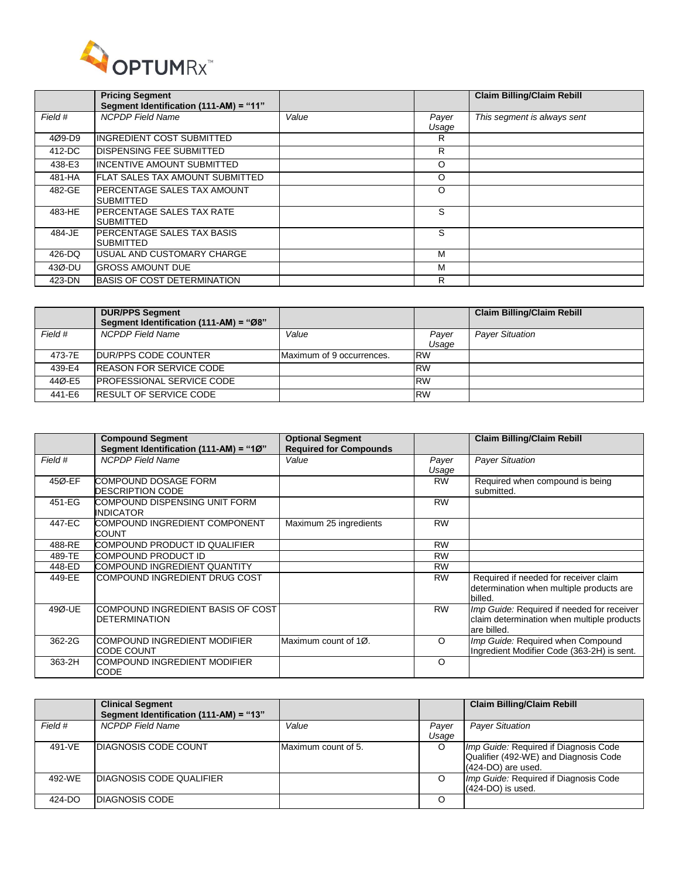| | **Pricing Segment**<br>**Segment Identification (111-AM) = "11"** | | | **Claim Billing/Claim Rebill** |
|---|---|---|---|---|
| *Field #* | *NCPDP Field Name* | *Value* | *Payer Usage* | *This segment is always sent* |
| 4Ø9-D9 | INGREDIENT COST SUBMITTED | | R | |
| 412-DC | DISPENSING FEE SUBMITTED | | R | |
| 438-E3 | INCENTIVE AMOUNT SUBMITTED | | O | |
| 481-HA | FLAT SALES TAX AMOUNT SUBMITTED | | O | |
| 482-GE | PERCENTAGE SALES TAX AMOUNT SUBMITTED | | O | |
| 483-HE | PERCENTAGE SALES TAX RATE SUBMITTED | | S | |
| 484-JE | PERCENTAGE SALES TAX BASIS SUBMITTED | | S | |
| 426-DQ | USUAL AND CUSTOMARY CHARGE | | M | |
| 43Ø-DU | GROSS AMOUNT DUE | | M | |
| 423-DN | BASIS OF COST DETERMINATION | | R | |

| | **DUR/PPS Segment**<br>**Segment Identification (111-AM) = "Ø8"** | | | **Claim Billing/Claim Rebill** |
|---|---|---|---|---|
| *Field #* | *NCPDP Field Name* | *Value* | *Payer Usage* | *Payer Situation* |
| 473-7E | DUR/PPS CODE COUNTER | Maximum of 9 occurrences. | RW | |
| 439-E4 | REASON FOR SERVICE CODE | | RW | |
| 44Ø-E5 | PROFESSIONAL SERVICE CODE | | RW | |
| 441-E6 | RESULT OF SERVICE CODE | | RW | |

| | **Compound Segment**<br>**Segment Identification (111-AM) = "1Ø"** | **Optional Segment**<br>**Required for Compounds** | | **Claim Billing/Claim Rebill** |
|---|---|---|---|---|
| *Field #* | *NCPDP Field Name* | *Value* | *Payer Usage* | *Payer Situation* |
| 45Ø-EF | COMPOUND DOSAGE FORM DESCRIPTION CODE | | RW | Required when compound is being submitted. |
| 451-EG | COMPOUND DISPENSING UNIT FORM INDICATOR | | RW | |
| 447-EC | COMPOUND INGREDIENT COMPONENT COUNT | Maximum 25 ingredients | RW | |
| 488-RE | COMPOUND PRODUCT ID QUALIFIER | | RW | |
| 489-TE | COMPOUND PRODUCT ID | | RW | |
| 448-ED | COMPOUND INGREDIENT QUANTITY | | RW | |
| 449-EE | COMPOUND INGREDIENT DRUG COST | | RW | Required if needed for receiver claim determination when multiple products are billed. |
| 49Ø-UE | COMPOUND INGREDIENT BASIS OF COST DETERMINATION | | RW | *Imp Guide:* Required if needed for receiver claim determination when multiple products are billed. |
| 362-2G | COMPOUND INGREDIENT MODIFIER CODE COUNT | Maximum count of 1Ø. | O | *Imp Guide:* Required when Compound Ingredient Modifier Code (363-2H) is sent. |
| 363-2H | COMPOUND INGREDIENT MODIFIER CODE | | O | |

| | **Clinical Segment**<br>**Segment Identification (111-AM) = "13"** | | | **Claim Billing/Claim Rebill** |
|---|---|---|---|---|
| *Field #* | *NCPDP Field Name* | *Value* | *Payer Usage* | *Payer Situation* |
| 491-VE | DIAGNOSIS CODE COUNT | Maximum count of 5. | O | *Imp Guide:* Required if Diagnosis Code Qualifier (492-WE) and Diagnosis Code (424-DO) are used. |
| 492-WE | DIAGNOSIS CODE QUALIFIER | | O | *Imp Guide:* Required if Diagnosis Code (424-DO) is used. |
| 424-DO | DIAGNOSIS CODE | | O | |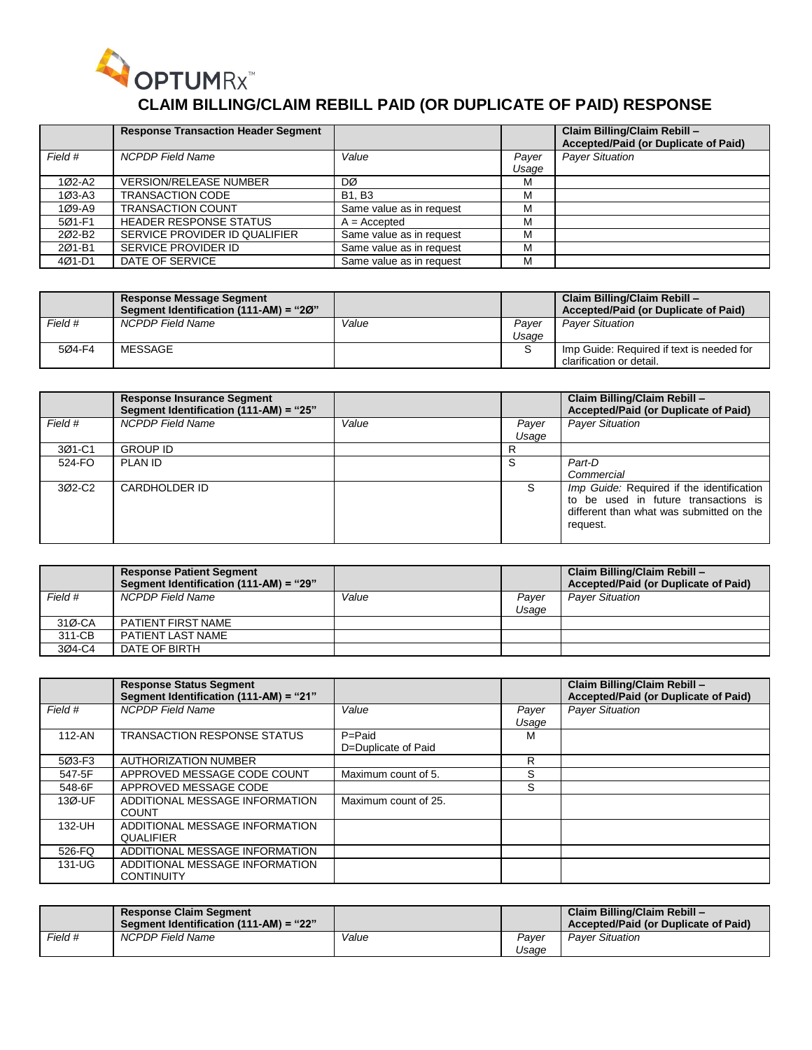# CLAIM BILLING/CLAIM REBILL PAID (OR DUPLICATE OF PAID) RESPONSE

| | **Response Transaction Header Segment** | | | **Claim Billing/Claim Rebill – Accepted/Paid (or Duplicate of Paid)** |
|---|---|---|---|---|
| *Field #* | *NCPDP Field Name* | *Value* | *Payer Usage* | *Payer Situation* |
| 1Ø2-A2 | VERSION/RELEASE NUMBER | DØ | M | |
| 1Ø3-A3 | TRANSACTION CODE | B1, B3 | M | |
| 1Ø9-A9 | TRANSACTION COUNT | Same value as in request | M | |
| 5Ø1-F1 | HEADER RESPONSE STATUS | A = Accepted | M | |
| 2Ø2-B2 | SERVICE PROVIDER ID QUALIFIER | Same value as in request | M | |
| 2Ø1-B1 | SERVICE PROVIDER ID | Same value as in request | M | |
| 4Ø1-D1 | DATE OF SERVICE | Same value as in request | M | |

| | **Response Message Segment Segment Identification (111-AM) = "2Ø"** | | | **Claim Billing/Claim Rebill – Accepted/Paid (or Duplicate of Paid)** |
|---|---|---|---|---|
| *Field #* | *NCPDP Field Name* | *Value* | *Payer Usage* | *Payer Situation* |
| 5Ø4-F4 | MESSAGE | | S | Imp Guide: Required if text is needed for clarification or detail. |

| | **Response Insurance Segment Segment Identification (111-AM) = "25"** | | | **Claim Billing/Claim Rebill – Accepted/Paid (or Duplicate of Paid)** |
|---|---|---|---|---|
| *Field #* | *NCPDP Field Name* | *Value* | *Payer Usage* | *Payer Situation* |
| 3Ø1-C1 | GROUP ID | | R | |
| 524-FO | PLAN ID | | S | *Part-D* *Commercial* |
| 3Ø2-C2 | CARDHOLDER ID | | S | *Imp Guide:* Required if the identification to be used in future transactions is different than what was submitted on the request. |

| | **Response Patient Segment Segment Identification (111-AM) = "29"** | | | **Claim Billing/Claim Rebill – Accepted/Paid (or Duplicate of Paid)** |
|---|---|---|---|---|
| *Field #* | *NCPDP Field Name* | *Value* | *Payer Usage* | *Payer Situation* |
| 31Ø-CA | PATIENT FIRST NAME | | | |
| 311-CB | PATIENT LAST NAME | | | |
| 3Ø4-C4 | DATE OF BIRTH | | | |

| | **Response Status Segment Segment Identification (111-AM) = "21"** | | | **Claim Billing/Claim Rebill – Accepted/Paid (or Duplicate of Paid)** |
|---|---|---|---|---|
| *Field #* | *NCPDP Field Name* | *Value* | *Payer Usage* | *Payer Situation* |
| 112-AN | TRANSACTION RESPONSE STATUS | P=Paid D=Duplicate of Paid | M | |
| 5Ø3-F3 | AUTHORIZATION NUMBER | | R | |
| 547-5F | APPROVED MESSAGE CODE COUNT | Maximum count of 5. | S | |
| 548-6F | APPROVED MESSAGE CODE | | S | |
| 13Ø-UF | ADDITIONAL MESSAGE INFORMATION COUNT | Maximum count of 25. | | |
| 132-UH | ADDITIONAL MESSAGE INFORMATION QUALIFIER | | | |
| 526-FQ | ADDITIONAL MESSAGE INFORMATION | | | |
| 131-UG | ADDITIONAL MESSAGE INFORMATION CONTINUITY | | | |

| | **Response Claim Segment Segment Identification (111-AM) = "22"** | | | **Claim Billing/Claim Rebill – Accepted/Paid (or Duplicate of Paid)** |
|---|---|---|---|---|
| *Field #* | *NCPDP Field Name* | *Value* | *Payer Usage* | *Payer Situation* |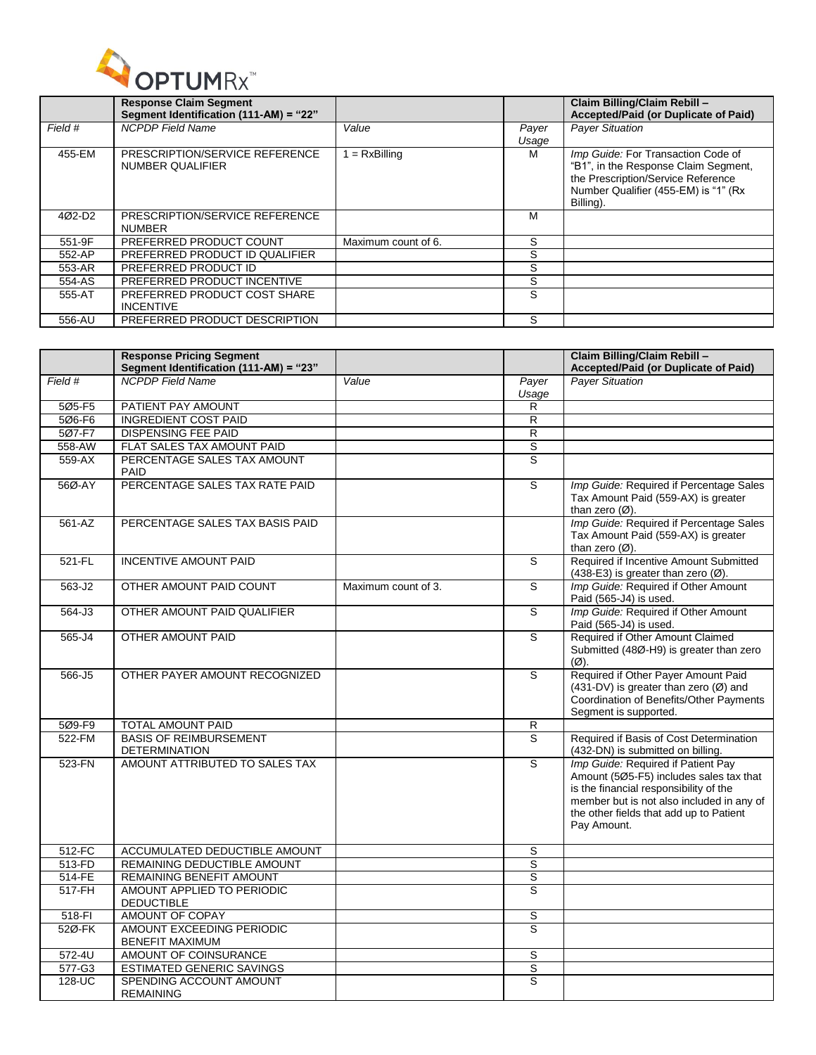| | Response Claim Segment<br>Segment Identification (111-AM) = "22" | | | Claim Billing/Claim Rebill –<br>Accepted/Paid (or Duplicate of Paid) |
|---|---|---|---|---|
| *Field #* | *NCPDP Field Name* | *Value* | *Payer Usage* | *Payer Situation* |
| 455-EM | PRESCRIPTION/SERVICE REFERENCE NUMBER QUALIFIER | 1 = RxBilling | M | *Imp Guide:* For Transaction Code of "B1", in the Response Claim Segment, the Prescription/Service Reference Number Qualifier (455-EM) is "1" (Rx Billing). |
| 4Ø2-D2 | PRESCRIPTION/SERVICE REFERENCE NUMBER | | M | |
| 551-9F | PREFERRED PRODUCT COUNT | Maximum count of 6. | S | |
| 552-AP | PREFERRED PRODUCT ID QUALIFIER | | S | |
| 553-AR | PREFERRED PRODUCT ID | | S | |
| 554-AS | PREFERRED PRODUCT INCENTIVE | | S | |
| 555-AT | PREFERRED PRODUCT COST SHARE INCENTIVE | | S | |
| 556-AU | PREFERRED PRODUCT DESCRIPTION | | S | |

| | Response Pricing Segment<br>Segment Identification (111-AM) = "23" | | | Claim Billing/Claim Rebill –<br>Accepted/Paid (or Duplicate of Paid) |
|---|---|---|---|---|
| *Field #* | *NCPDP Field Name* | *Value* | *Payer Usage* | *Payer Situation* |
| 5Ø5-F5 | PATIENT PAY AMOUNT | | R | |
| 5Ø6-F6 | INGREDIENT COST PAID | | R | |
| 5Ø7-F7 | DISPENSING FEE PAID | | R | |
| 558-AW | FLAT SALES TAX AMOUNT PAID | | S | |
| 559-AX | PERCENTAGE SALES TAX AMOUNT PAID | | S | |
| 56Ø-AY | PERCENTAGE SALES TAX RATE PAID | | S | *Imp Guide:* Required if Percentage Sales Tax Amount Paid (559-AX) is greater than zero (Ø). |
| 561-AZ | PERCENTAGE SALES TAX BASIS PAID | | | *Imp Guide:* Required if Percentage Sales Tax Amount Paid (559-AX) is greater than zero (Ø). |
| 521-FL | INCENTIVE AMOUNT PAID | | S | Required if Incentive Amount Submitted (438-E3) is greater than zero (Ø). |
| 563-J2 | OTHER AMOUNT PAID COUNT | Maximum count of 3. | S | *Imp Guide:* Required if Other Amount Paid (565-J4) is used. |
| 564-J3 | OTHER AMOUNT PAID QUALIFIER | | S | *Imp Guide:* Required if Other Amount Paid (565-J4) is used. |
| 565-J4 | OTHER AMOUNT PAID | | S | Required if Other Amount Claimed Submitted (48Ø-H9) is greater than zero (Ø). |
| 566-J5 | OTHER PAYER AMOUNT RECOGNIZED | | S | Required if Other Payer Amount Paid (431-DV) is greater than zero (Ø) and Coordination of Benefits/Other Payments Segment is supported. |
| 5Ø9-F9 | TOTAL AMOUNT PAID | | R | |
| 522-FM | BASIS OF REIMBURSEMENT DETERMINATION | | S | Required if Basis of Cost Determination (432-DN) is submitted on billing. |
| 523-FN | AMOUNT ATTRIBUTED TO SALES TAX | | S | *Imp Guide:* Required if Patient Pay Amount (5Ø5-F5) includes sales tax that is the financial responsibility of the member but is not also included in any of the other fields that add up to Patient Pay Amount. |
| 512-FC | ACCUMULATED DEDUCTIBLE AMOUNT | | S | |
| 513-FD | REMAINING DEDUCTIBLE AMOUNT | | S | |
| 514-FE | REMAINING BENEFIT AMOUNT | | S | |
| 517-FH | AMOUNT APPLIED TO PERIODIC DEDUCTIBLE | | S | |
| 518-FI | AMOUNT OF COPAY | | S | |
| 52Ø-FK | AMOUNT EXCEEDING PERIODIC BENEFIT MAXIMUM | | S | |
| 572-4U | AMOUNT OF COINSURANCE | | S | |
| 577-G3 | ESTIMATED GENERIC SAVINGS | | S | |
| 128-UC | SPENDING ACCOUNT AMOUNT REMAINING | | S | |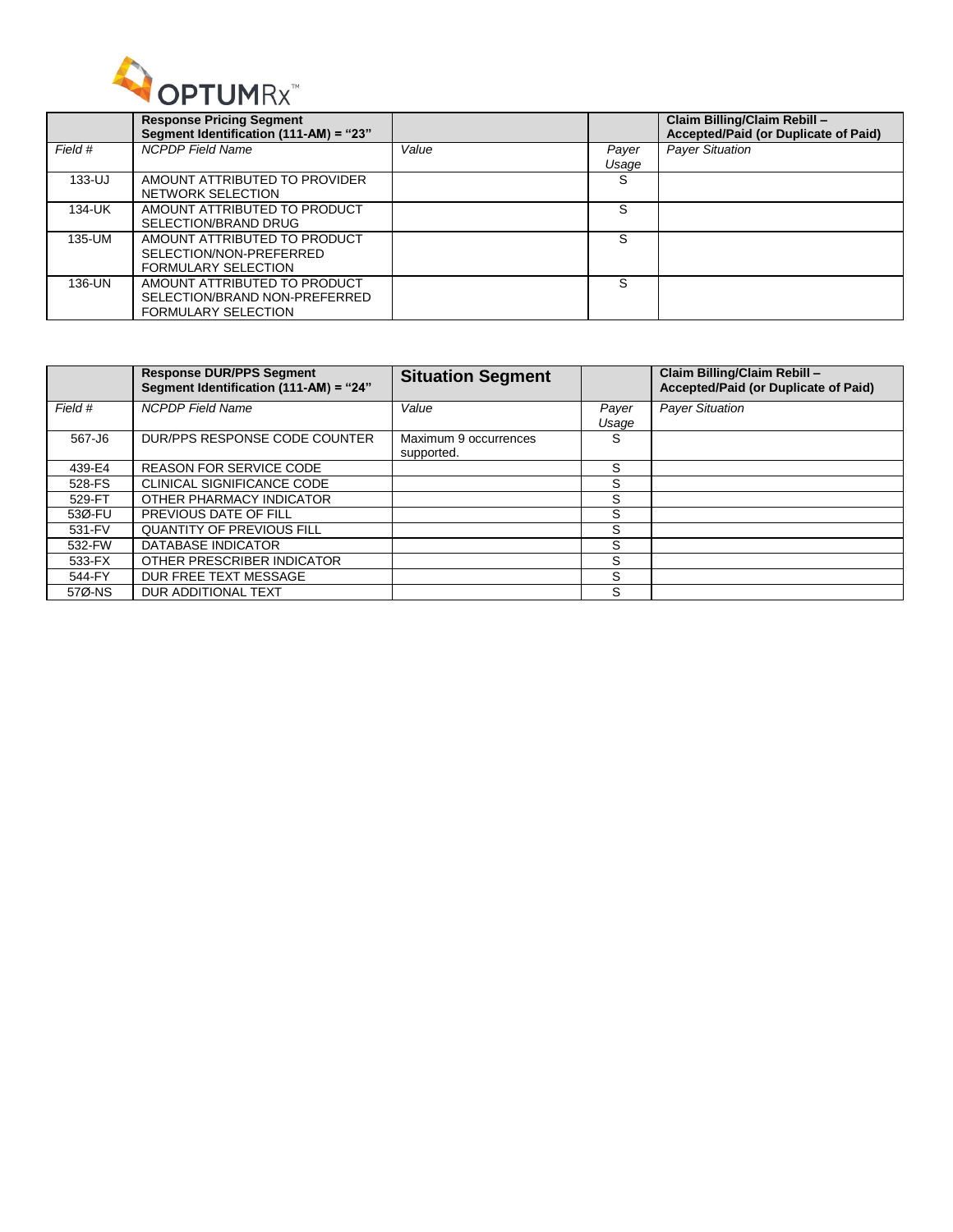| | **Response Pricing Segment**<br>**Segment Identification (111-AM) = "23"** | | | **Claim Billing/Claim Rebill – Accepted/Paid (or Duplicate of Paid)** |
|---|---|---|---|---|
| *Field #* | *NCPDP Field Name* | *Value* | *Payer Usage* | *Payer Situation* |
| 133-UJ | AMOUNT ATTRIBUTED TO PROVIDER NETWORK SELECTION | | S | |
| 134-UK | AMOUNT ATTRIBUTED TO PRODUCT SELECTION/BRAND DRUG | | S | |
| 135-UM | AMOUNT ATTRIBUTED TO PRODUCT SELECTION/NON-PREFERRED FORMULARY SELECTION | | S | |
| 136-UN | AMOUNT ATTRIBUTED TO PRODUCT SELECTION/BRAND NON-PREFERRED FORMULARY SELECTION | | S | |

| | **Response DUR/PPS Segment**<br>**Segment Identification (111-AM) = "24"** | **Situation Segment** | | **Claim Billing/Claim Rebill – Accepted/Paid (or Duplicate of Paid)** |
|---|---|---|---|---|
| *Field #* | *NCPDP Field Name* | *Value* | *Payer Usage* | *Payer Situation* |
| 567-J6 | DUR/PPS RESPONSE CODE COUNTER | Maximum 9 occurrences supported. | S | |
| 439-E4 | REASON FOR SERVICE CODE | | S | |
| 528-FS | CLINICAL SIGNIFICANCE CODE | | S | |
| 529-FT | OTHER PHARMACY INDICATOR | | S | |
| 53Ø-FU | PREVIOUS DATE OF FILL | | S | |
| 531-FV | QUANTITY OF PREVIOUS FILL | | S | |
| 532-FW | DATABASE INDICATOR | | S | |
| 533-FX | OTHER PRESCRIBER INDICATOR | | S | |
| 544-FY | DUR FREE TEXT MESSAGE | | S | |
| 57Ø-NS | DUR ADDITIONAL TEXT | | S | |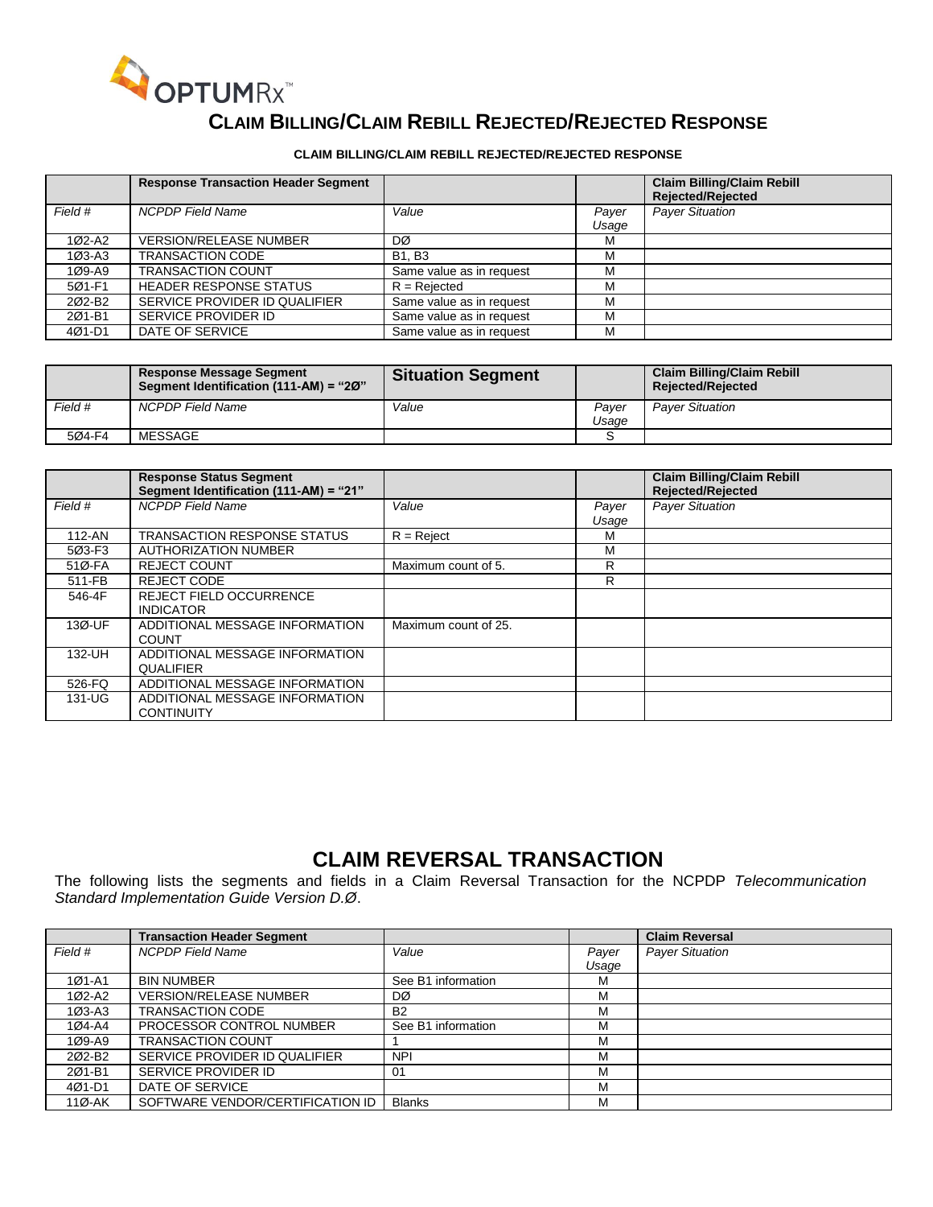# CLAIM BILLING/CLAIM REBILL REJECTED/REJECTED RESPONSE

**CLAIM BILLING/CLAIM REBILL REJECTED/REJECTED RESPONSE**

| | **Response Transaction Header Segment** | | | **Claim Billing/Claim Rebill Rejected/Rejected** |
|---|---|---|---|---|
| *Field #* | *NCPDP Field Name* | *Value* | *Payer Usage* | *Payer Situation* |
| 1Ø2-A2 | VERSION/RELEASE NUMBER | DØ | M | |
| 1Ø3-A3 | TRANSACTION CODE | B1, B3 | M | |
| 1Ø9-A9 | TRANSACTION COUNT | Same value as in request | M | |
| 5Ø1-F1 | HEADER RESPONSE STATUS | R = Rejected | M | |
| 2Ø2-B2 | SERVICE PROVIDER ID QUALIFIER | Same value as in request | M | |
| 2Ø1-B1 | SERVICE PROVIDER ID | Same value as in request | M | |
| 4Ø1-D1 | DATE OF SERVICE | Same value as in request | M | |

| | **Response Message Segment Segment Identification (111-AM) = "2Ø"** | **Situation Segment** | | **Claim Billing/Claim Rebill Rejected/Rejected** |
|---|---|---|---|---|
| *Field #* | *NCPDP Field Name* | *Value* | *Payer Usage* | *Payer Situation* |
| 5Ø4-F4 | MESSAGE | | S | |

| | **Response Status Segment Segment Identification (111-AM) = "21"** | | | **Claim Billing/Claim Rebill Rejected/Rejected** |
|---|---|---|---|---|
| *Field #* | *NCPDP Field Name* | *Value* | *Payer Usage* | *Payer Situation* |
| 112-AN | TRANSACTION RESPONSE STATUS | R = Reject | M | |
| 5Ø3-F3 | AUTHORIZATION NUMBER | | M | |
| 51Ø-FA | REJECT COUNT | Maximum count of 5. | R | |
| 511-FB | REJECT CODE | | R | |
| 546-4F | REJECT FIELD OCCURRENCE INDICATOR | | | |
| 13Ø-UF | ADDITIONAL MESSAGE INFORMATION COUNT | Maximum count of 25. | | |
| 132-UH | ADDITIONAL MESSAGE INFORMATION QUALIFIER | | | |
| 526-FQ | ADDITIONAL MESSAGE INFORMATION | | | |
| 131-UG | ADDITIONAL MESSAGE INFORMATION CONTINUITY | | | |

# CLAIM REVERSAL TRANSACTION

The following lists the segments and fields in a Claim Reversal Transaction for the NCPDP *Telecommunication Standard Implementation Guide Version D.Ø*.

| | **Transaction Header Segment** | | | **Claim Reversal** |
|---|---|---|---|---|
| *Field #* | *NCPDP Field Name* | *Value* | *Payer Usage* | *Payer Situation* |
| 1Ø1-A1 | BIN NUMBER | See B1 information | M | |
| 1Ø2-A2 | VERSION/RELEASE NUMBER | DØ | M | |
| 1Ø3-A3 | TRANSACTION CODE | B2 | M | |
| 1Ø4-A4 | PROCESSOR CONTROL NUMBER | See B1 information | M | |
| 1Ø9-A9 | TRANSACTION COUNT | 1 | M | |
| 2Ø2-B2 | SERVICE PROVIDER ID QUALIFIER | NPI | M | |
| 2Ø1-B1 | SERVICE PROVIDER ID | 01 | M | |
| 4Ø1-D1 | DATE OF SERVICE | | M | |
| 11Ø-AK | SOFTWARE VENDOR/CERTIFICATION ID | Blanks | M | |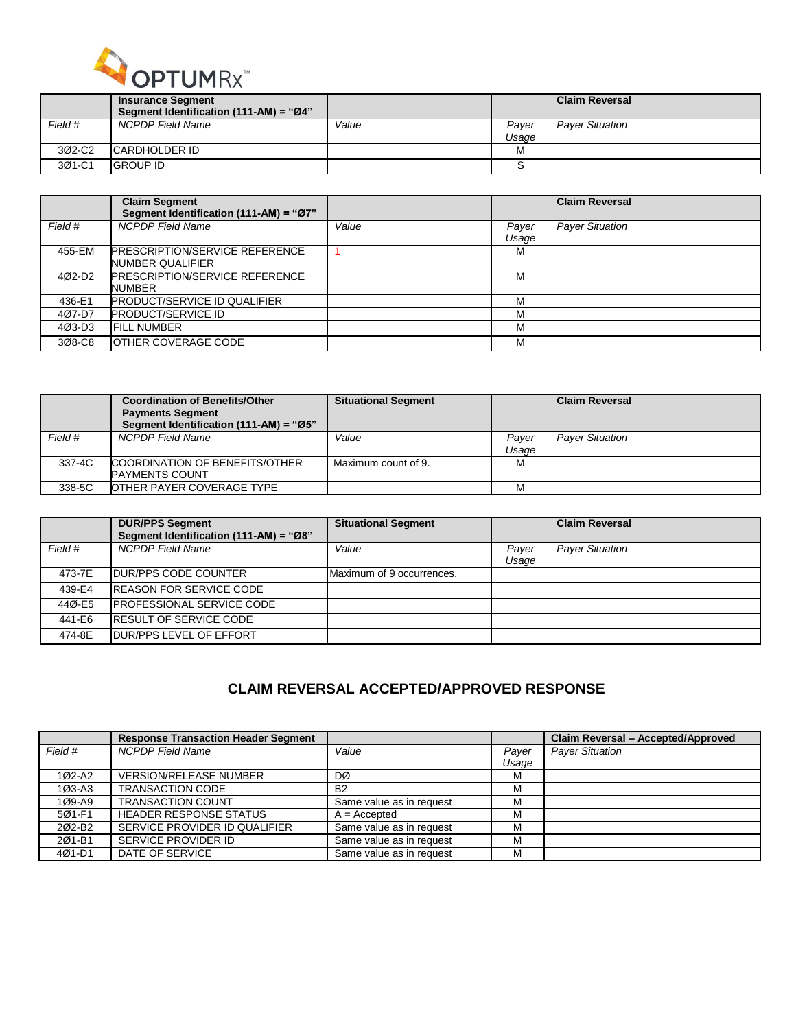| | Insurance Segment<br>Segment Identification (111-AM) = "Ø4" | | | Claim Reversal |
|---|---|---|---|---|
| *Field #* | *NCPDP Field Name* | *Value* | *Payer Usage* | *Payer Situation* |
| 3Ø2-C2 | CARDHOLDER ID | | M | |
| 3Ø1-C1 | GROUP ID | | S | |

| | Claim Segment<br>Segment Identification (111-AM) = "Ø7" | | | Claim Reversal |
|---|---|---|---|---|
| *Field #* | *NCPDP Field Name* | *Value* | *Payer Usage* | *Payer Situation* |
| 455-EM | PRESCRIPTION/SERVICE REFERENCE NUMBER QUALIFIER | 1 | M | |
| 4Ø2-D2 | PRESCRIPTION/SERVICE REFERENCE NUMBER | | M | |
| 436-E1 | PRODUCT/SERVICE ID QUALIFIER | | M | |
| 4Ø7-D7 | PRODUCT/SERVICE ID | | M | |
| 4Ø3-D3 | FILL NUMBER | | M | |
| 3Ø8-C8 | OTHER COVERAGE CODE | | M | |

| | Coordination of Benefits/Other Payments Segment<br>Segment Identification (111-AM) = "Ø5" | Situational Segment | | Claim Reversal |
|---|---|---|---|---|
| *Field #* | *NCPDP Field Name* | *Value* | *Payer Usage* | *Payer Situation* |
| 337-4C | COORDINATION OF BENEFITS/OTHER PAYMENTS COUNT | Maximum count of 9. | M | |
| 338-5C | OTHER PAYER COVERAGE TYPE | | M | |

| | DUR/PPS Segment<br>Segment Identification (111-AM) = "Ø8" | Situational Segment | | Claim Reversal |
|---|---|---|---|---|
| *Field #* | *NCPDP Field Name* | *Value* | *Payer Usage* | *Payer Situation* |
| 473-7E | DUR/PPS CODE COUNTER | Maximum of 9 occurrences. | | |
| 439-E4 | REASON FOR SERVICE CODE | | | |
| 44Ø-E5 | PROFESSIONAL SERVICE CODE | | | |
| 441-E6 | RESULT OF SERVICE CODE | | | |
| 474-8E | DUR/PPS LEVEL OF EFFORT | | | |

## CLAIM REVERSAL ACCEPTED/APPROVED RESPONSE

| | Response Transaction Header Segment | | | Claim Reversal – Accepted/Approved |
|---|---|---|---|---|
| *Field #* | *NCPDP Field Name* | *Value* | *Payer Usage* | *Payer Situation* |
| 1Ø2-A2 | VERSION/RELEASE NUMBER | DØ | M | |
| 1Ø3-A3 | TRANSACTION CODE | B2 | M | |
| 1Ø9-A9 | TRANSACTION COUNT | Same value as in request | M | |
| 5Ø1-F1 | HEADER RESPONSE STATUS | A = Accepted | M | |
| 2Ø2-B2 | SERVICE PROVIDER ID QUALIFIER | Same value as in request | M | |
| 2Ø1-B1 | SERVICE PROVIDER ID | Same value as in request | M | |
| 4Ø1-D1 | DATE OF SERVICE | Same value as in request | M | |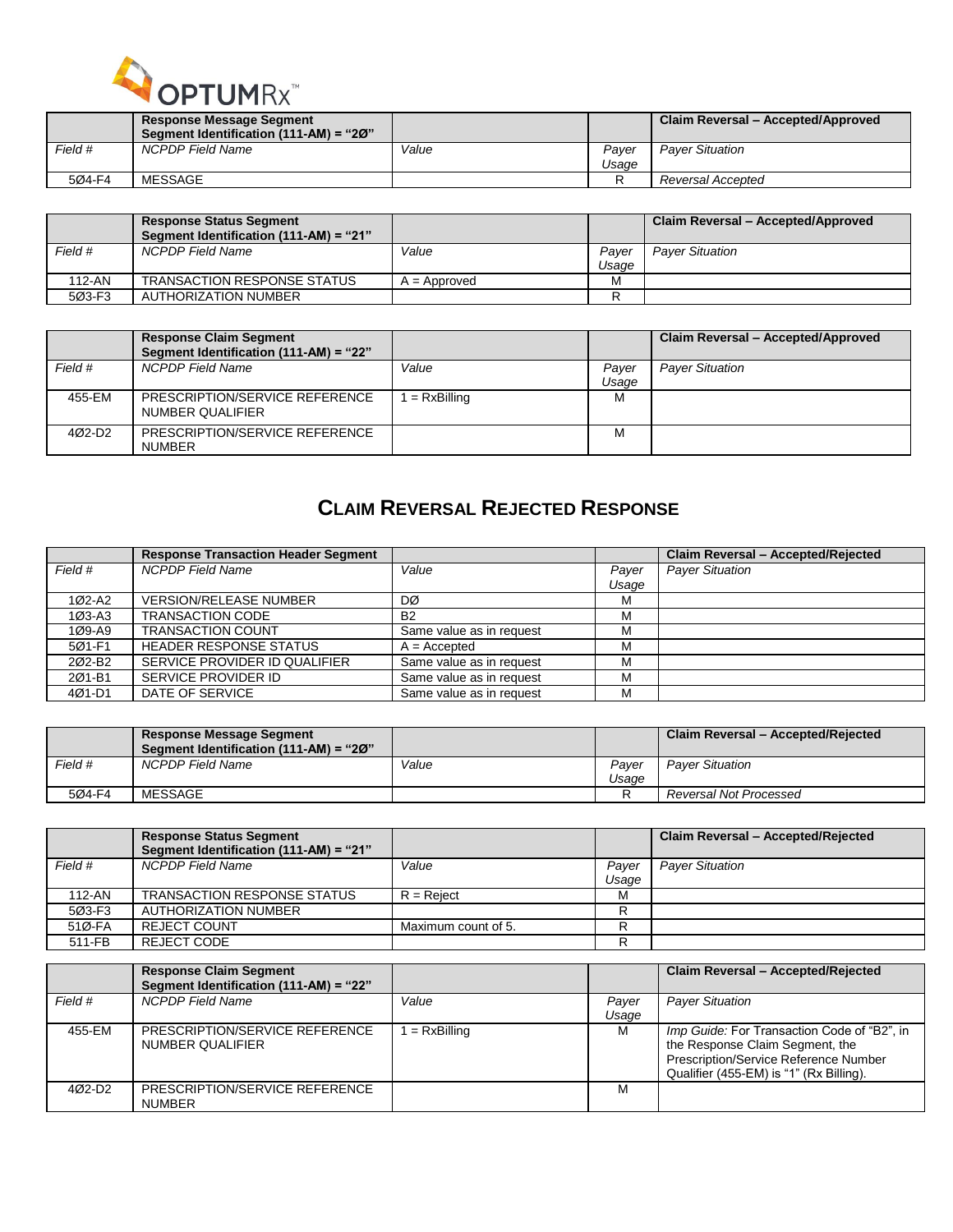| | Response Message Segment Segment Identification (111-AM) = "2Ø" | | | Claim Reversal – Accepted/Approved |
|---|---|---|---|---|
| *Field #* | *NCPDP Field Name* | *Value* | *Payer Usage* | *Payer Situation* |
| 5Ø4-F4 | MESSAGE | | R | *Reversal Accepted* |

| | Response Status Segment Segment Identification (111-AM) = "21" | | | Claim Reversal – Accepted/Approved |
|---|---|---|---|---|
| *Field #* | *NCPDP Field Name* | *Value* | *Payer Usage* | *Payer Situation* |
| 112-AN | TRANSACTION RESPONSE STATUS | A = Approved | M | |
| 5Ø3-F3 | AUTHORIZATION NUMBER | | R | |

| | Response Claim Segment Segment Identification (111-AM) = "22" | | | Claim Reversal – Accepted/Approved |
|---|---|---|---|---|
| *Field #* | *NCPDP Field Name* | *Value* | *Payer Usage* | *Payer Situation* |
| 455-EM | PRESCRIPTION/SERVICE REFERENCE NUMBER QUALIFIER | 1 = RxBilling | M | |
| 4Ø2-D2 | PRESCRIPTION/SERVICE REFERENCE NUMBER | | M | |

## CLAIM REVERSAL REJECTED RESPONSE

| | Response Transaction Header Segment | | | Claim Reversal – Accepted/Rejected |
|---|---|---|---|---|
| *Field #* | *NCPDP Field Name* | *Value* | *Payer Usage* | *Payer Situation* |
| 1Ø2-A2 | VERSION/RELEASE NUMBER | DØ | M | |
| 1Ø3-A3 | TRANSACTION CODE | B2 | M | |
| 1Ø9-A9 | TRANSACTION COUNT | Same value as in request | M | |
| 5Ø1-F1 | HEADER RESPONSE STATUS | A = Accepted | M | |
| 2Ø2-B2 | SERVICE PROVIDER ID QUALIFIER | Same value as in request | M | |
| 2Ø1-B1 | SERVICE PROVIDER ID | Same value as in request | M | |
| 4Ø1-D1 | DATE OF SERVICE | Same value as in request | M | |

| | Response Message Segment Segment Identification (111-AM) = "2Ø" | | | Claim Reversal – Accepted/Rejected |
|---|---|---|---|---|
| *Field #* | *NCPDP Field Name* | *Value* | *Payer Usage* | *Payer Situation* |
| 5Ø4-F4 | MESSAGE | | R | *Reversal Not Processed* |

| | Response Status Segment Segment Identification (111-AM) = "21" | | | Claim Reversal – Accepted/Rejected |
|---|---|---|---|---|
| *Field #* | *NCPDP Field Name* | *Value* | *Payer Usage* | *Payer Situation* |
| 112-AN | TRANSACTION RESPONSE STATUS | R = Reject | M | |
| 5Ø3-F3 | AUTHORIZATION NUMBER | | R | |
| 51Ø-FA | REJECT COUNT | Maximum count of 5. | R | |
| 511-FB | REJECT CODE | | R | |

| | Response Claim Segment Segment Identification (111-AM) = "22" | | | Claim Reversal – Accepted/Rejected |
|---|---|---|---|---|
| *Field #* | *NCPDP Field Name* | *Value* | *Payer Usage* | *Payer Situation* |
| 455-EM | PRESCRIPTION/SERVICE REFERENCE NUMBER QUALIFIER | 1 = RxBilling | M | *Imp Guide:* For Transaction Code of "B2", in the Response Claim Segment, the Prescription/Service Reference Number Qualifier (455-EM) is "1" (Rx Billing). |
| 4Ø2-D2 | PRESCRIPTION/SERVICE REFERENCE NUMBER | | M | |